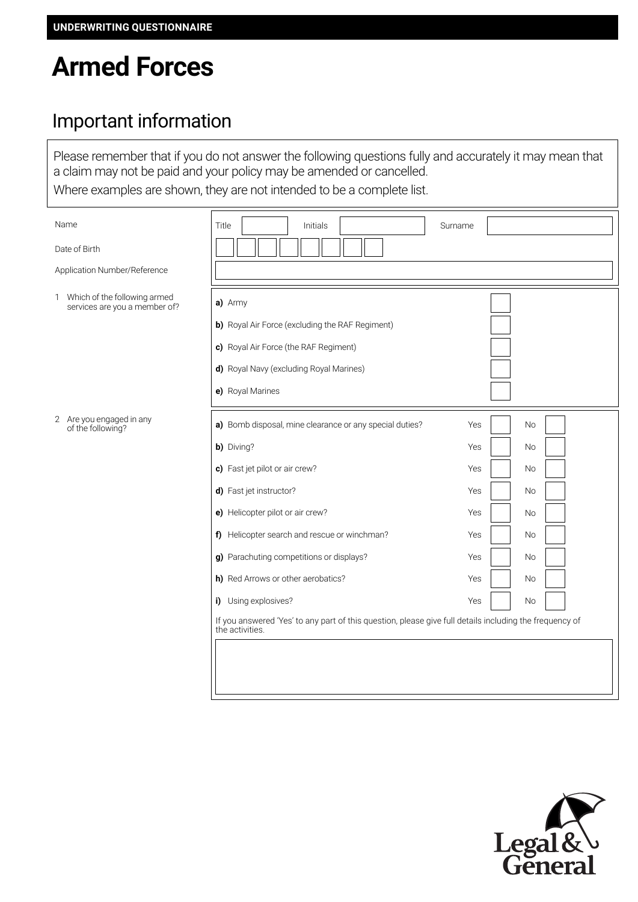**UNDERWRITING QUESTIONNAIRE**

# Armed Forces

## Important information

Please remember that if you do not answer the following questions fully and accurately it may mean that a claim may not be paid and your policy may be amended or cancelled.

Where examples are shown, they are not intended to be a complete list.

| | | | | | |
|---|---|---|---|---|---|
| Name | Title | | Initials | | Surname |
| Date of Birth | | | | | |
| Application Number/Reference | | | | | |

1 Which of the following armed services are you a member of?

| | |
|---|---|
| **a)** Army | ☐ |
| **b)** Royal Air Force (excluding the RAF Regiment) | ☐ |
| **c)** Royal Air Force (the RAF Regiment) | ☐ |
| **d)** Royal Navy (excluding Royal Marines) | ☐ |
| **e)** Royal Marines | ☐ |

2 Are you engaged in any of the following?

| | Yes | No |
|---|---|---|
| **a)** Bomb disposal, mine clearance or any special duties? | ☐ | ☐ |
| **b)** Diving? | ☐ | ☐ |
| **c)** Fast jet pilot or air crew? | ☐ | ☐ |
| **d)** Fast jet instructor? | ☐ | ☐ |
| **e)** Helicopter pilot or air crew? | ☐ | ☐ |
| **f)** Helicopter search and rescue or winchman? | ☐ | ☐ |
| **g)** Parachuting competitions or displays? | ☐ | ☐ |
| **h)** Red Arrows or other aerobatics? | ☐ | ☐ |
| **i)** Using explosives? | ☐ | ☐ |

If you answered 'Yes' to any part of this question, please give full details including the frequency of the activities.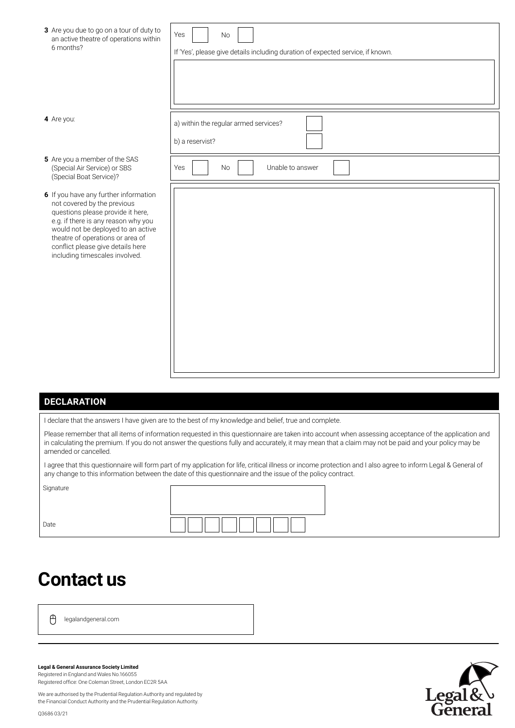**3** Are you due to go on a tour of duty to an active theatre of operations within 6 months?

Yes ☐ No ☐

If 'Yes', please give details including duration of expected service, if known.

**4** Are you:

a) within the regular armed services? ☐

b) a reservist? ☐

**5** Are you a member of the SAS (Special Air Service) or SBS (Special Boat Service)?

Yes ☐ No ☐ Unable to answer ☐

**6** If you have any further information not covered by the previous questions please provide it here, e.g. if there is any reason why you would not be deployed to an active theatre of operations or area of conflict please give details here including timescales involved.

## DECLARATION

I declare that the answers I have given are to the best of my knowledge and belief, true and complete.

Please remember that all items of information requested in this questionnaire are taken into account when assessing acceptance of the application and in calculating the premium. If you do not answer the questions fully and accurately, it may mean that a claim may not be paid and your policy may be amended or cancelled.

I agree that this questionnaire will form part of my application for life, critical illness or income protection and I also agree to inform Legal & General of any change to this information between the date of this questionnaire and the issue of the policy contract.

Signature

Date

# Contact us

legalandgeneral.com

**Legal & General Assurance Society Limited**
Registered in England and Wales No.166055
Registered office: One Coleman Street, London EC2R 5AA

We are authorised by the Prudential Regulation Authority and regulated by the Financial Conduct Authority and the Prudential Regulation Authority.

Q3686 03/21